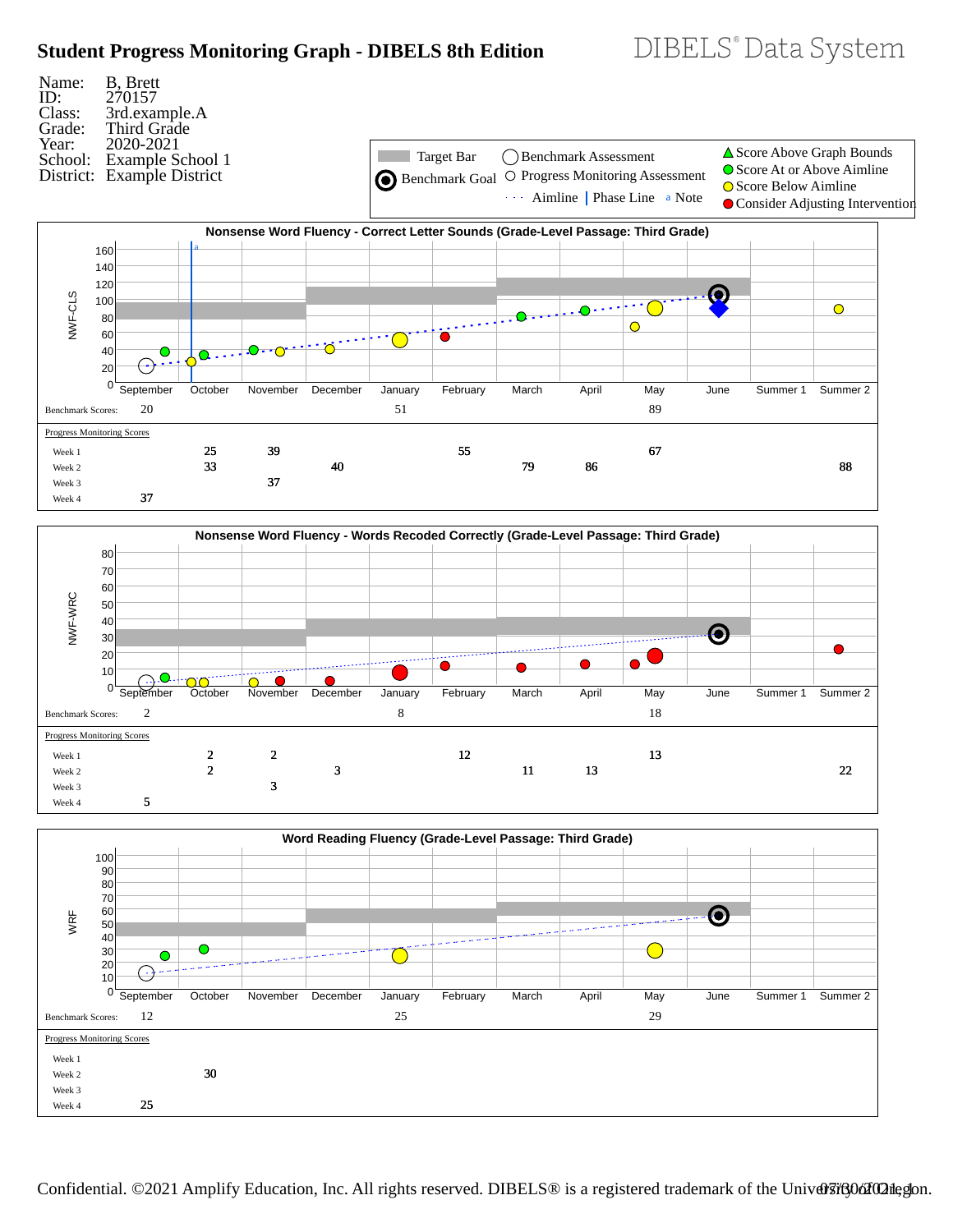# Student Progress Monitoring Graph - DIBELS 8th Edition

DIBELS® Data System

Name: B, Brett
ID: 270157
Class: 3rd.example.A
Grade: Third Grade
Year: 2020-2021
School: Example School 1
District: Example District

Legend: Target Bar | Benchmark Assessment | Score Above Graph Bounds | Benchmark Goal | Progress Monitoring Assessment | Score At or Above Aimline | Aimline | Phase Line | a Note | Score Below Aimline | Consider Adjusting Intervention

## Nonsense Word Fluency - Correct Letter Sounds (Grade-Level Passage: Third Grade)

| | September | October | November | December | January | February | March | April | May | June | Summer 1 | Summer 2 |
|---|---|---|---|---|---|---|---|---|---|---|---|---|
| Benchmark Scores: | 20 | | | | 51 | | | | 89 | | | |
| **Progress Monitoring Scores** | | | | | | | | | | | | |
| Week 1 | | 25 | 39 | | | 55 | | | 67 | | | |
| Week 2 | | 33 | | 40 | | | 79 | 86 | | | | 88 |
| Week 3 | | | 37 | | | | | | | | | |
| Week 4 | 37 | | | | | | | | | | | |

## Nonsense Word Fluency - Words Recoded Correctly (Grade-Level Passage: Third Grade)

| | September | October | November | December | January | February | March | April | May | June | Summer 1 | Summer 2 |
|---|---|---|---|---|---|---|---|---|---|---|---|---|
| Benchmark Scores: | 2 | | | | 8 | | | | 18 | | | |
| **Progress Monitoring Scores** | | | | | | | | | | | | |
| Week 1 | | 2 | 2 | | | 12 | | | 13 | | | |
| Week 2 | | 2 | | 3 | | | 11 | 13 | | | | 22 |
| Week 3 | | | 3 | | | | | | | | | |
| Week 4 | 5 | | | | | | | | | | | |

## Word Reading Fluency (Grade-Level Passage: Third Grade)

| | September | October | November | December | January | February | March | April | May | June | Summer 1 | Summer 2 |
|---|---|---|---|---|---|---|---|---|---|---|---|---|
| Benchmark Scores: | 12 | | | | 25 | | | | 29 | | | |
| **Progress Monitoring Scores** | | | | | | | | | | | | |
| Week 1 | | | | | | | | | | | | |
| Week 2 | | 30 | | | | | | | | | | |
| Week 3 | | | | | | | | | | | | |
| Week 4 | 25 | | | | | | | | | | | |

Confidential. ©2021 Amplify Education, Inc. All rights reserved. DIBELS® is a registered trademark of the University of Oregon. 07/30/2021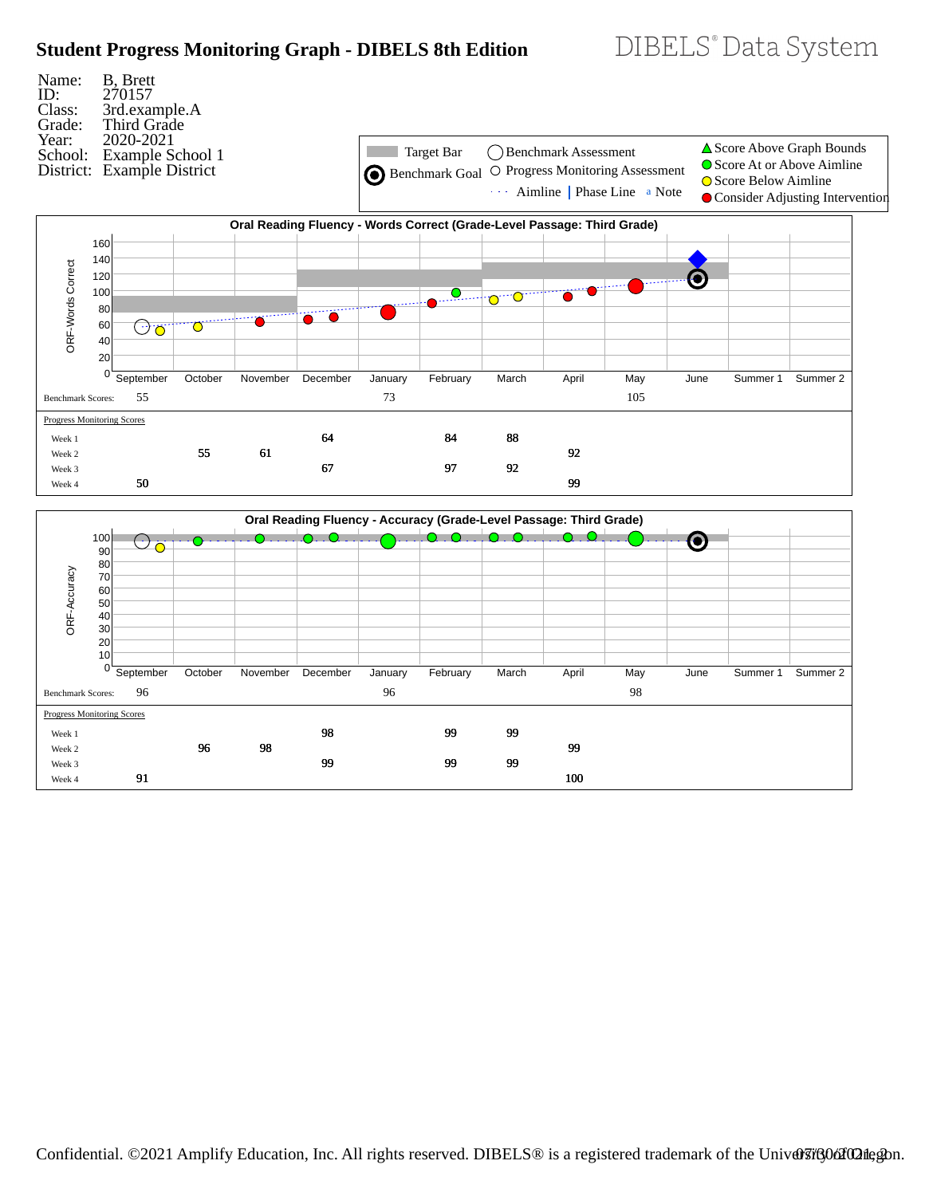# Student Progress Monitoring Graph - DIBELS 8th Edition

DIBELS® Data System

| | |
|---|---|
| Name: | B, Brett |
| ID: | 270157 |
| Class: | 3rd.example.A |
| Grade: | Third Grade |
| Year: | 2020-2021 |
| School: | Example School 1 |
| District: | Example District |

Legend: Target Bar; Benchmark Goal; Benchmark Assessment; Progress Monitoring Assessment; Aimline; Phase Line; a Note; Score Above Graph Bounds; Score At or Above Aimline; Score Below Aimline; Consider Adjusting Intervention

## Oral Reading Fluency - Words Correct (Grade-Level Passage: Third Grade)

| | September | October | November | December | January | February | March | April | May | June | Summer 1 | Summer 2 |
|---|---|---|---|---|---|---|---|---|---|---|---|---|
| Benchmark Scores: | 55 | | | | 73 | | | | 105 | | | |
| **Progress Monitoring Scores** | | | | | | | | | | | | |
| Week 1 | | | | 64 | | 84 | 88 | | | | | |
| Week 2 | | 55 | 61 | | | | | 92 | | | | |
| Week 3 | | | | 67 | | 97 | 92 | | | | | |
| Week 4 | 50 | | | | | | | 99 | | | | |

## Oral Reading Fluency - Accuracy (Grade-Level Passage: Third Grade)

| | September | October | November | December | January | February | March | April | May | June | Summer 1 | Summer 2 |
|---|---|---|---|---|---|---|---|---|---|---|---|---|
| Benchmark Scores: | 96 | | | | 96 | | | | 98 | | | |
| **Progress Monitoring Scores** | | | | | | | | | | | | |
| Week 1 | | | | 98 | | 99 | 99 | | | | | |
| Week 2 | | 96 | 98 | | | | | 99 | | | | |
| Week 3 | | | | 99 | | 99 | 99 | | | | | |
| Week 4 | 91 | | | | | | | 100 | | | | |

Confidential. ©2021 Amplify Education, Inc. All rights reserved. DIBELS® is a registered trademark of the University of Oregon. 07/30/2021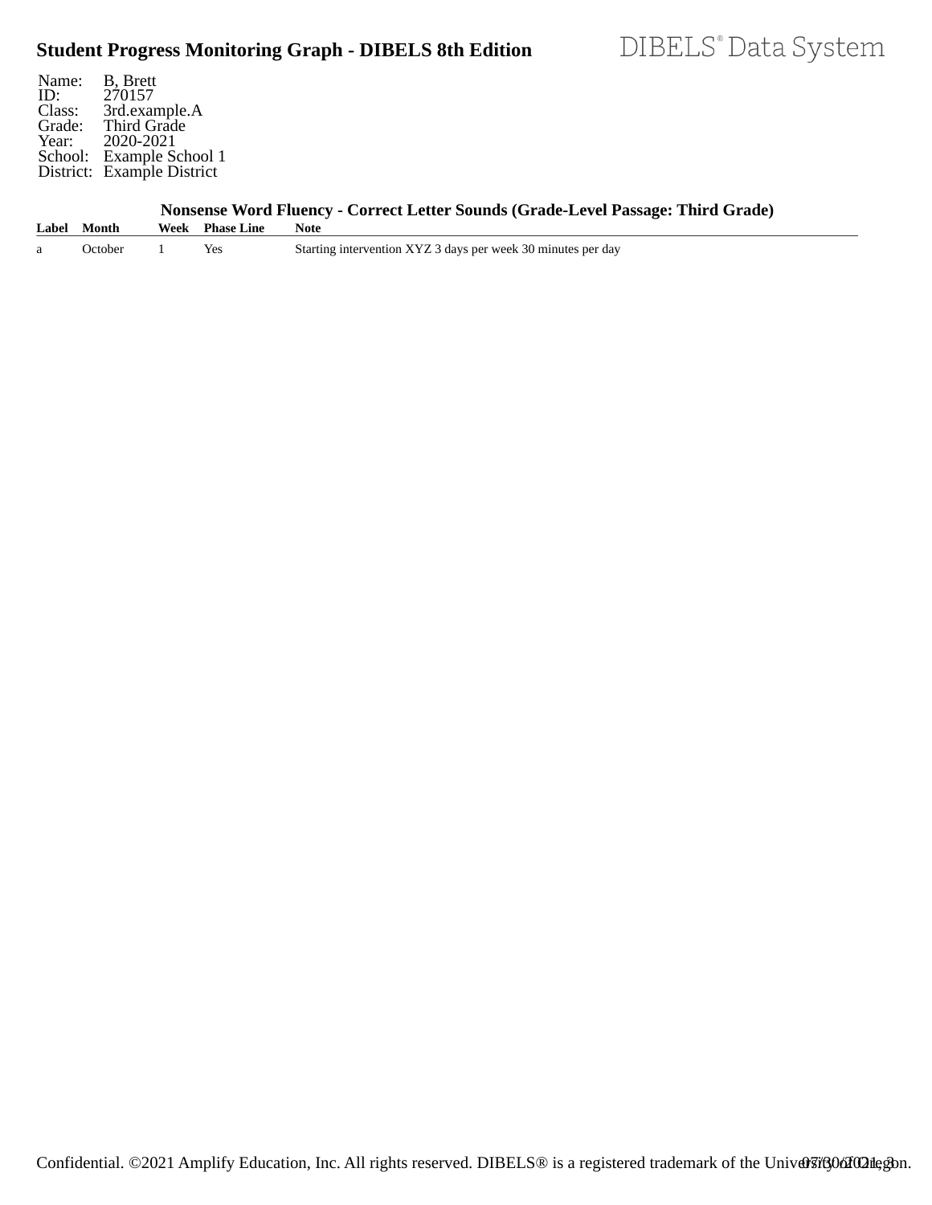## Student Progress Monitoring Graph - DIBELS 8th Edition

DIBELS® Data System

Name: B, Brett
ID: 270157
Class: 3rd.example.A
Grade: Third Grade
Year: 2020-2021
School: Example School 1
District: Example District

### Nonsense Word Fluency - Correct Letter Sounds (Grade-Level Passage: Third Grade)

| Label | Month | Week | Phase Line | Note |
|---|---|---|---|---|
| a | October | 1 | Yes | Starting intervention XYZ 3 days per week 30 minutes per day |

Confidential. ©2021 Amplify Education, Inc. All rights reserved. DIBELS® is a registered trademark of the University of Oregon.

07/30/2021